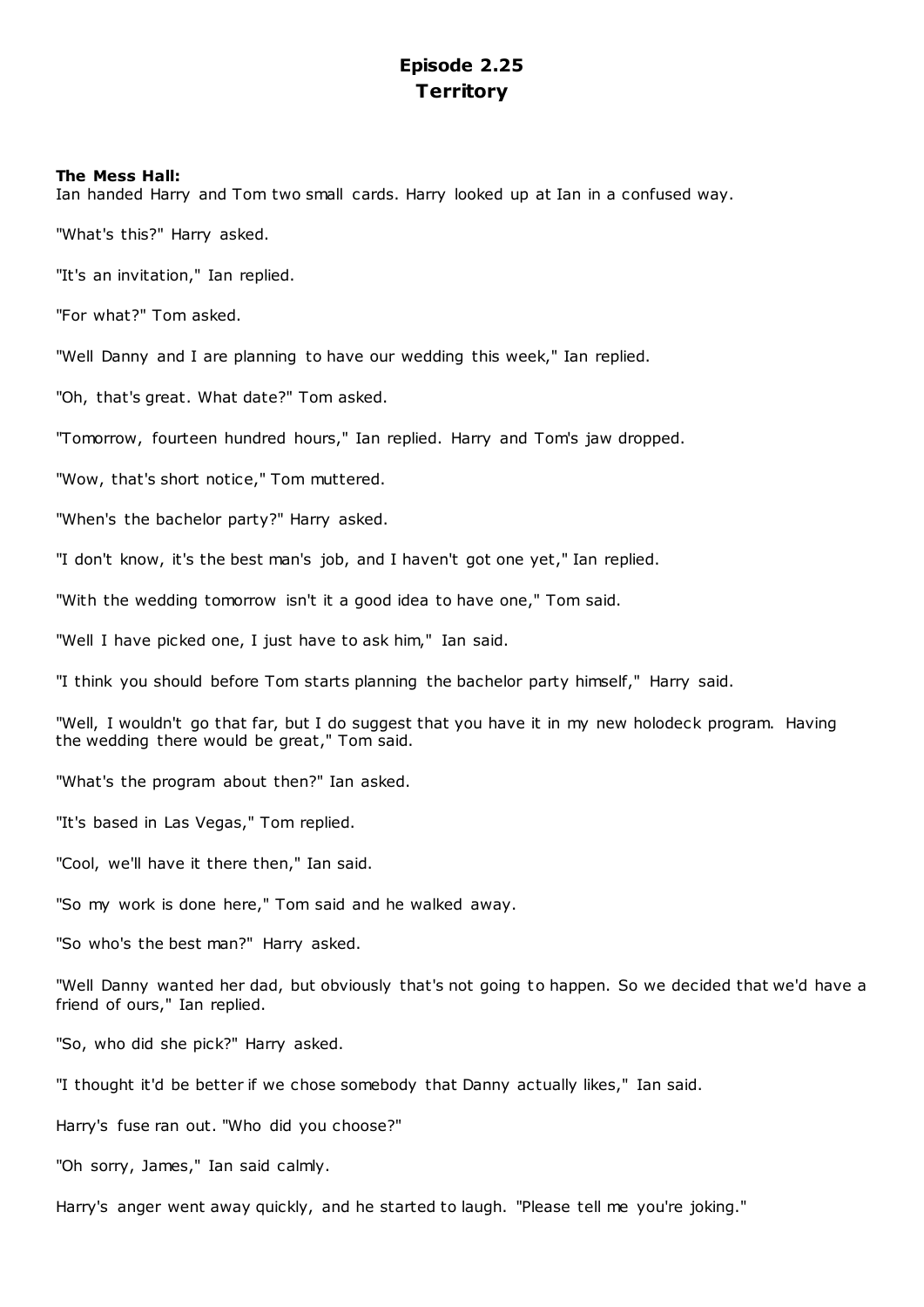# Episode 2.25
## Territory

**The Mess Hall:**
Ian handed Harry and Tom two small cards. Harry looked up at Ian in a confused way.

"What's this?" Harry asked.

"It's an invitation," Ian replied.

"For what?" Tom asked.

"Well Danny and I are planning to have our wedding this week," Ian replied.

"Oh, that's great. What date?" Tom asked.

"Tomorrow, fourteen hundred hours," Ian replied. Harry and Tom's jaw dropped.

"Wow, that's short notice," Tom muttered.

"When's the bachelor party?" Harry asked.

"I don't know, it's the best man's job, and I haven't got one yet," Ian replied.

"With the wedding tomorrow isn't it a good idea to have one," Tom said.

"Well I have picked one, I just have to ask him," Ian said.

"I think you should before Tom starts planning the bachelor party himself," Harry said.

"Well, I wouldn't go that far, but I do suggest that you have it in my new holodeck program. Having the wedding there would be great," Tom said.

"What's the program about then?" Ian asked.

"It's based in Las Vegas," Tom replied.

"Cool, we'll have it there then," Ian said.

"So my work is done here," Tom said and he walked away.

"So who's the best man?" Harry asked.

"Well Danny wanted her dad, but obviously that's not going to happen. So we decided that we'd have a friend of ours," Ian replied.

"So, who did she pick?" Harry asked.

"I thought it'd be better if we chose somebody that Danny actually likes," Ian said.

Harry's fuse ran out. "Who did you choose?"

"Oh sorry, James," Ian said calmly.

Harry's anger went away quickly, and he started to laugh. "Please tell me you're joking."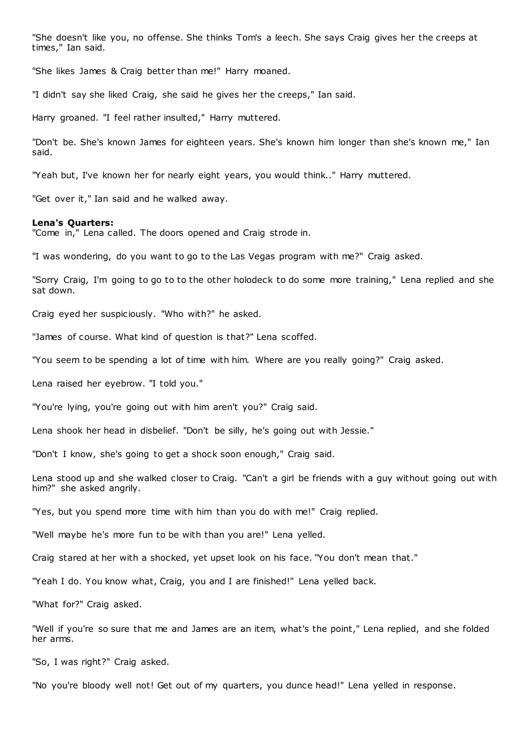"She doesn't like you, no offense. She thinks Tom's a leech. She says Craig gives her the creeps at times," Ian said.

"She likes James & Craig better than me!" Harry moaned.

"I didn't say she liked Craig, she said he gives her the creeps," Ian said.

Harry groaned. "I feel rather insulted," Harry muttered.

"Don't be. She's known James for eighteen years. She's known him longer than she's known me," Ian said.

"Yeah but, I've known her for nearly eight years, you would think.." Harry muttered.

"Get over it," Ian said and he walked away.

**Lena's Quarters:**
"Come in," Lena called. The doors opened and Craig strode in.

"I was wondering, do you want to go to the Las Vegas program with me?" Craig asked.

"Sorry Craig, I'm going to go to to the other holodeck to do some more training," Lena replied and she sat down.

Craig eyed her suspiciously. "Who with?" he asked.

"James of course. What kind of question is that?" Lena scoffed.

"You seem to be spending a lot of time with him. Where are you really going?" Craig asked.

Lena raised her eyebrow. "I told you."

"You're lying, you're going out with him aren't you?" Craig said.

Lena shook her head in disbelief. "Don't be silly, he's going out with Jessie."

"Don't I know, she's going to get a shock soon enough," Craig said.

Lena stood up and she walked closer to Craig. "Can't a girl be friends with a guy without going out with him?" she asked angrily.

"Yes, but you spend more time with him than you do with me!" Craig replied.

"Well maybe he's more fun to be with than you are!" Lena yelled.

Craig stared at her with a shocked, yet upset look on his face. "You don't mean that."

"Yeah I do. You know what, Craig, you and I are finished!" Lena yelled back.

"What for?" Craig asked.

"Well if you're so sure that me and James are an item, what's the point," Lena replied, and she folded her arms.

"So, I was right?" Craig asked.

"No you're bloody well not! Get out of my quarters, you dunce head!" Lena yelled in response.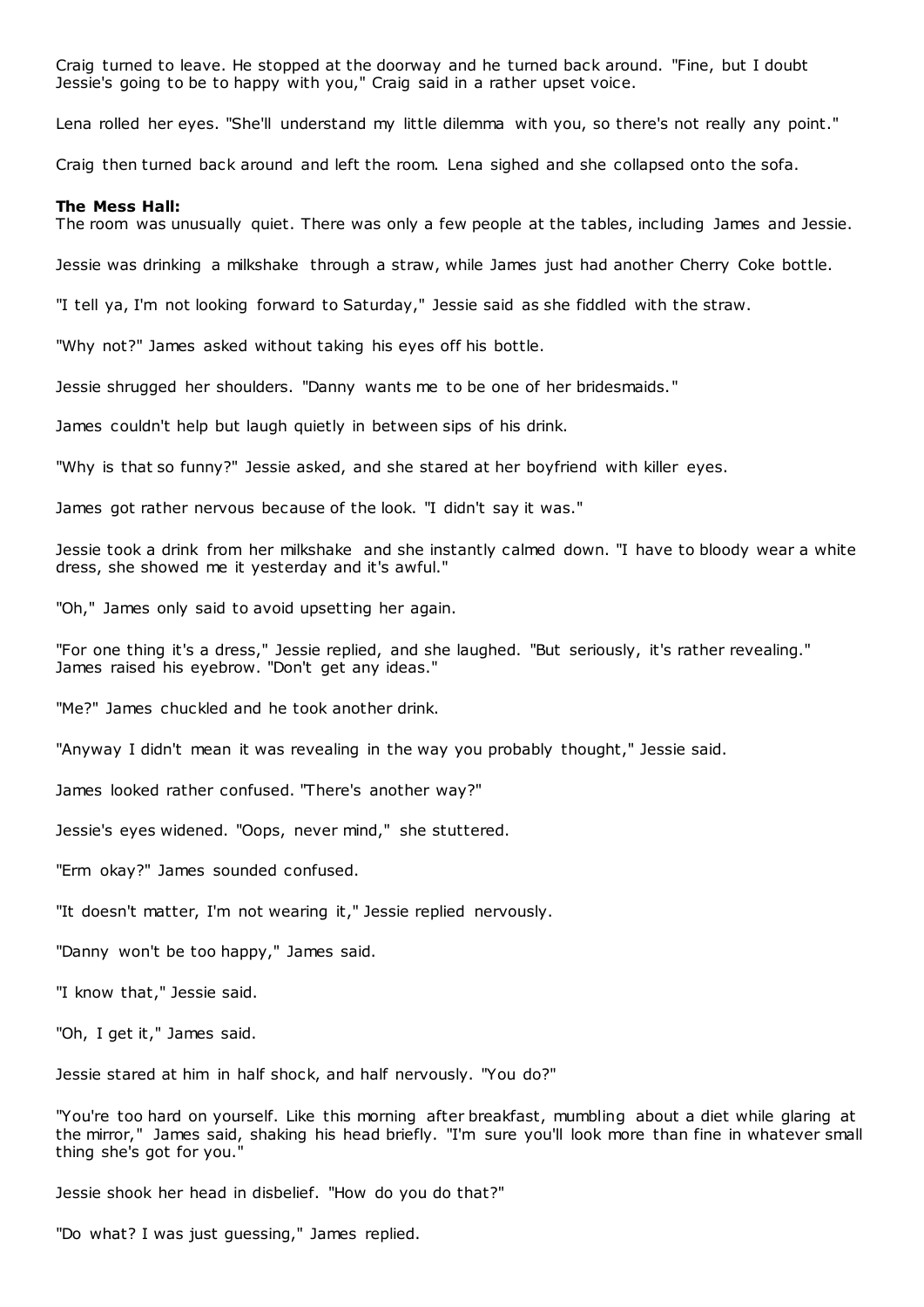Craig turned to leave. He stopped at the doorway and he turned back around. "Fine, but I doubt Jessie's going to be to happy with you," Craig said in a rather upset voice.

Lena rolled her eyes. "She'll understand my little dilemma with you, so there's not really any point."

Craig then turned back around and left the room. Lena sighed and she collapsed onto the sofa.

**The Mess Hall:**
The room was unusually quiet. There was only a few people at the tables, including James and Jessie.

Jessie was drinking a milkshake through a straw, while James just had another Cherry Coke bottle.

"I tell ya, I'm not looking forward to Saturday," Jessie said as she fiddled with the straw.

"Why not?" James asked without taking his eyes off his bottle.

Jessie shrugged her shoulders. "Danny wants me to be one of her bridesmaids."

James couldn't help but laugh quietly in between sips of his drink.

"Why is that so funny?" Jessie asked, and she stared at her boyfriend with killer eyes.

James got rather nervous because of the look. "I didn't say it was."

Jessie took a drink from her milkshake and she instantly calmed down. "I have to bloody wear a white dress, she showed me it yesterday and it's awful."

"Oh," James only said to avoid upsetting her again.

"For one thing it's a dress," Jessie replied, and she laughed. "But seriously, it's rather revealing." James raised his eyebrow. "Don't get any ideas."

"Me?" James chuckled and he took another drink.

"Anyway I didn't mean it was revealing in the way you probably thought," Jessie said.

James looked rather confused. "There's another way?"

Jessie's eyes widened. "Oops, never mind," she stuttered.

"Erm okay?" James sounded confused.

"It doesn't matter, I'm not wearing it," Jessie replied nervously.

"Danny won't be too happy," James said.

"I know that," Jessie said.

"Oh, I get it," James said.

Jessie stared at him in half shock, and half nervously. "You do?"

"You're too hard on yourself. Like this morning after breakfast, mumbling about a diet while glaring at the mirror," James said, shaking his head briefly. "I'm sure you'll look more than fine in whatever small thing she's got for you."

Jessie shook her head in disbelief. "How do you do that?"

"Do what? I was just guessing," James replied.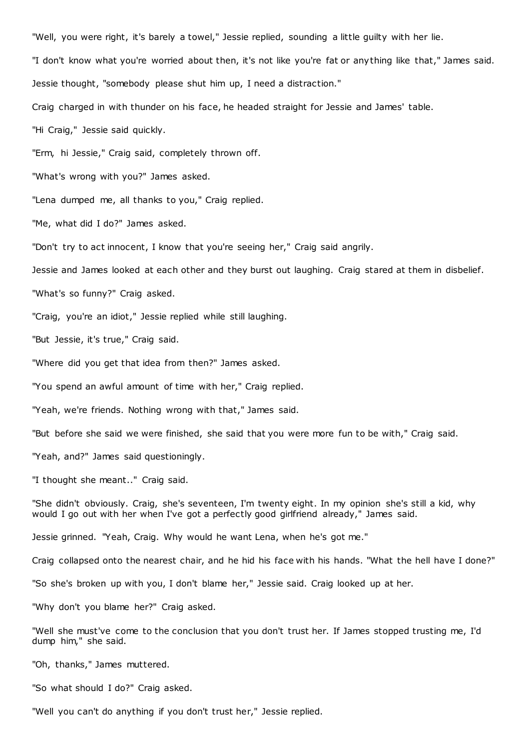"Well, you were right, it's barely a towel," Jessie replied, sounding a little guilty with her lie.

"I don't know what you're worried about then, it's not like you're fat or anything like that," James said.

Jessie thought, "somebody please shut him up, I need a distraction."

Craig charged in with thunder on his face, he headed straight for Jessie and James' table.

"Hi Craig," Jessie said quickly.

"Erm, hi Jessie," Craig said, completely thrown off.

"What's wrong with you?" James asked.

"Lena dumped me, all thanks to you," Craig replied.

"Me, what did I do?" James asked.

"Don't try to act innocent, I know that you're seeing her," Craig said angrily.

Jessie and James looked at each other and they burst out laughing. Craig stared at them in disbelief.

"What's so funny?" Craig asked.

"Craig, you're an idiot," Jessie replied while still laughing.

"But Jessie, it's true," Craig said.

"Where did you get that idea from then?" James asked.

"You spend an awful amount of time with her," Craig replied.

"Yeah, we're friends. Nothing wrong with that," James said.

"But before she said we were finished, she said that you were more fun to be with," Craig said.

"Yeah, and?" James said questioningly.

"I thought she meant.." Craig said.

"She didn't obviously. Craig, she's seventeen, I'm twenty eight. In my opinion she's still a kid, why would I go out with her when I've got a perfectly good girlfriend already," James said.

Jessie grinned. "Yeah, Craig. Why would he want Lena, when he's got me."

Craig collapsed onto the nearest chair, and he hid his face with his hands. "What the hell have I done?"

"So she's broken up with you, I don't blame her," Jessie said. Craig looked up at her.

"Why don't you blame her?" Craig asked.

"Well she must've come to the conclusion that you don't trust her. If James stopped trusting me, I'd dump him," she said.

"Oh, thanks," James muttered.

"So what should I do?" Craig asked.

"Well you can't do anything if you don't trust her," Jessie replied.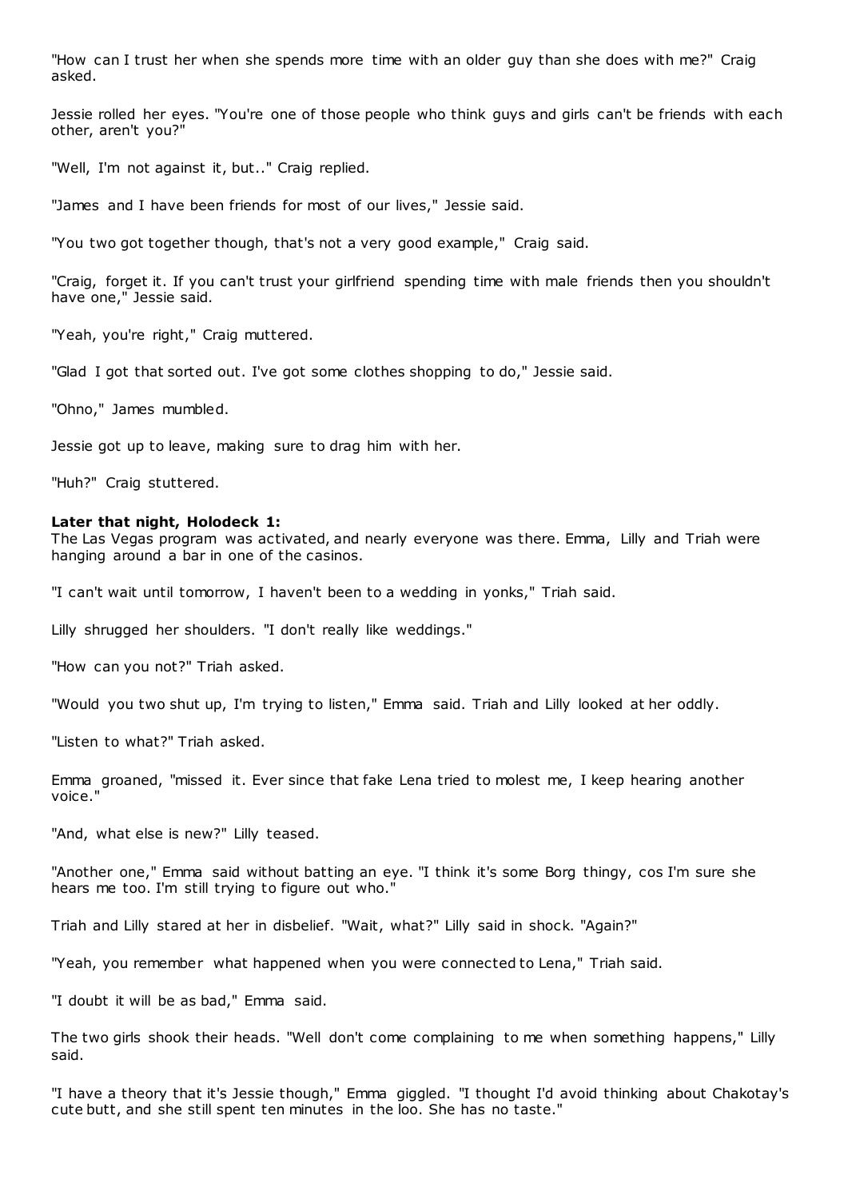"How can I trust her when she spends more time with an older guy than she does with me?" Craig asked.

Jessie rolled her eyes. "You're one of those people who think guys and girls can't be friends with each other, aren't you?"

"Well, I'm not against it, but.." Craig replied.

"James and I have been friends for most of our lives," Jessie said.

"You two got together though, that's not a very good example," Craig said.

"Craig, forget it. If you can't trust your girlfriend spending time with male friends then you shouldn't have one," Jessie said.

"Yeah, you're right," Craig muttered.

"Glad I got that sorted out. I've got some clothes shopping to do," Jessie said.

"Ohno," James mumbled.

Jessie got up to leave, making sure to drag him with her.

"Huh?" Craig stuttered.

**Later that night, Holodeck 1:**
The Las Vegas program was activated, and nearly everyone was there. Emma, Lilly and Triah were hanging around a bar in one of the casinos.

"I can't wait until tomorrow, I haven't been to a wedding in yonks," Triah said.

Lilly shrugged her shoulders. "I don't really like weddings."

"How can you not?" Triah asked.

"Would you two shut up, I'm trying to listen," Emma said. Triah and Lilly looked at her oddly.

"Listen to what?" Triah asked.

Emma groaned, "missed it. Ever since that fake Lena tried to molest me, I keep hearing another voice."

"And, what else is new?" Lilly teased.

"Another one," Emma said without batting an eye. "I think it's some Borg thingy, cos I'm sure she hears me too. I'm still trying to figure out who."

Triah and Lilly stared at her in disbelief. "Wait, what?" Lilly said in shock. "Again?"

"Yeah, you remember what happened when you were connected to Lena," Triah said.

"I doubt it will be as bad," Emma said.

The two girls shook their heads. "Well don't come complaining to me when something happens," Lilly said.

"I have a theory that it's Jessie though," Emma giggled. "I thought I'd avoid thinking about Chakotay's cute butt, and she still spent ten minutes in the loo. She has no taste."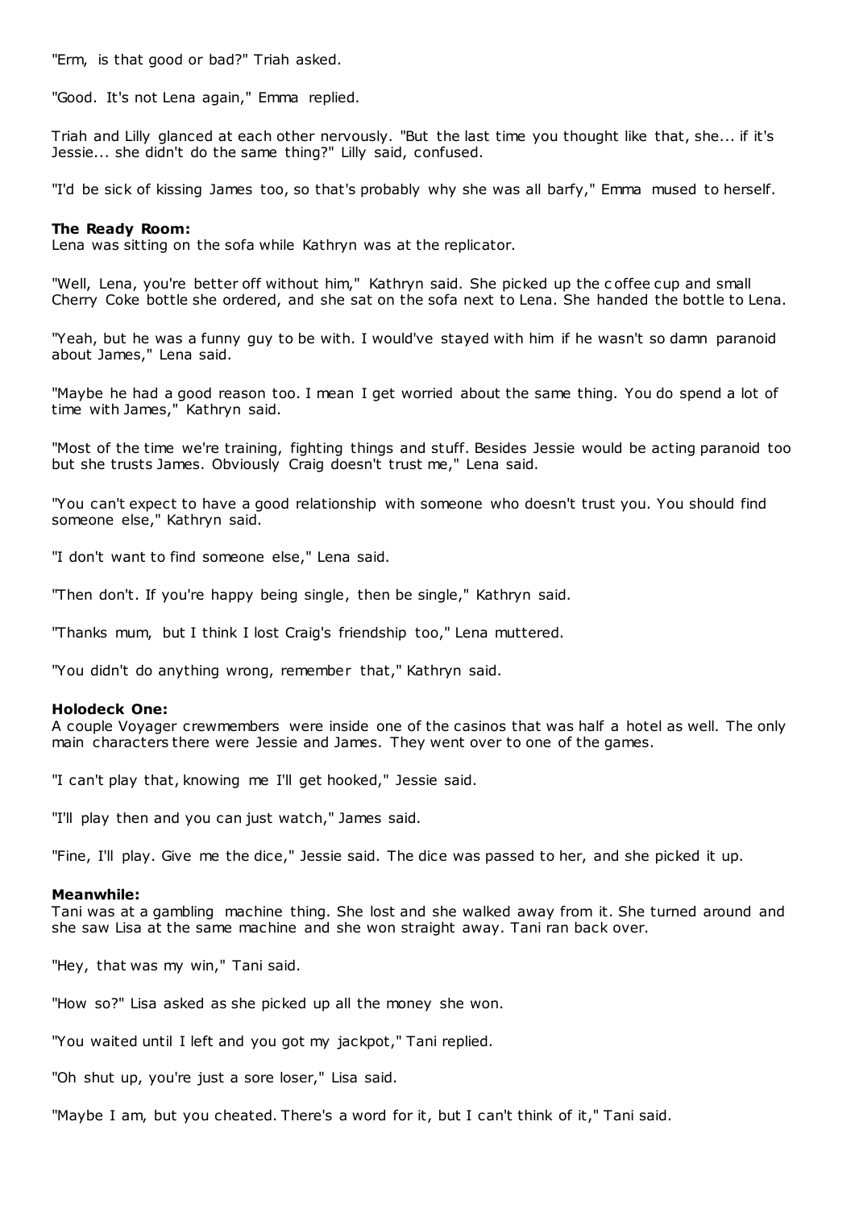"Erm, is that good or bad?" Triah asked.

"Good. It's not Lena again," Emma replied.

Triah and Lilly glanced at each other nervously. "But the last time you thought like that, she... if it's Jessie... she didn't do the same thing?" Lilly said, confused.

"I'd be sick of kissing James too, so that's probably why she was all barfy," Emma mused to herself.

**The Ready Room:**
Lena was sitting on the sofa while Kathryn was at the replicator.

"Well, Lena, you're better off without him," Kathryn said. She picked up the coffee cup and small Cherry Coke bottle she ordered, and she sat on the sofa next to Lena. She handed the bottle to Lena.

"Yeah, but he was a funny guy to be with. I would've stayed with him if he wasn't so damn paranoid about James," Lena said.

"Maybe he had a good reason too. I mean I get worried about the same thing. You do spend a lot of time with James," Kathryn said.

"Most of the time we're training, fighting things and stuff. Besides Jessie would be acting paranoid too but she trusts James. Obviously Craig doesn't trust me," Lena said.

"You can't expect to have a good relationship with someone who doesn't trust you. You should find someone else," Kathryn said.

"I don't want to find someone else," Lena said.

"Then don't. If you're happy being single, then be single," Kathryn said.

"Thanks mum, but I think I lost Craig's friendship too," Lena muttered.

"You didn't do anything wrong, remember that," Kathryn said.

**Holodeck One:**
A couple Voyager crewmembers were inside one of the casinos that was half a hotel as well. The only main characters there were Jessie and James. They went over to one of the games.

"I can't play that, knowing me I'll get hooked," Jessie said.

"I'll play then and you can just watch," James said.

"Fine, I'll play. Give me the dice," Jessie said. The dice was passed to her, and she picked it up.

**Meanwhile:**
Tani was at a gambling machine thing. She lost and she walked away from it. She turned around and she saw Lisa at the same machine and she won straight away. Tani ran back over.

"Hey, that was my win," Tani said.

"How so?" Lisa asked as she picked up all the money she won.

"You waited until I left and you got my jackpot," Tani replied.

"Oh shut up, you're just a sore loser," Lisa said.

"Maybe I am, but you cheated. There's a word for it, but I can't think of it," Tani said.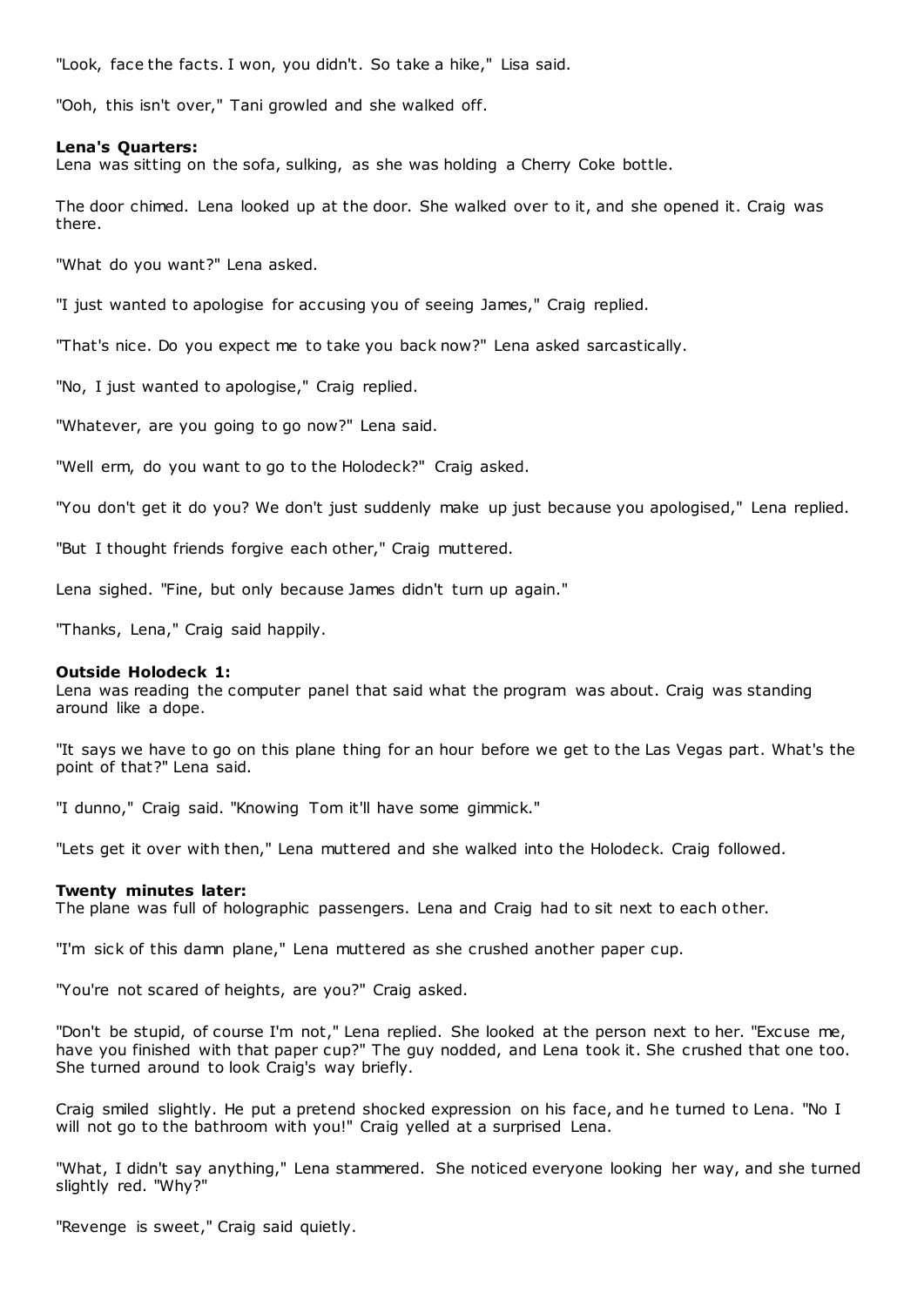"Look, face the facts. I won, you didn't. So take a hike," Lisa said.

"Ooh, this isn't over," Tani growled and she walked off.

**Lena's Quarters:**
Lena was sitting on the sofa, sulking, as she was holding a Cherry Coke bottle.

The door chimed. Lena looked up at the door. She walked over to it, and she opened it. Craig was there.

"What do you want?" Lena asked.

"I just wanted to apologise for accusing you of seeing James," Craig replied.

"That's nice. Do you expect me to take you back now?" Lena asked sarcastically.

"No, I just wanted to apologise," Craig replied.

"Whatever, are you going to go now?" Lena said.

"Well erm, do you want to go to the Holodeck?" Craig asked.

"You don't get it do you? We don't just suddenly make up just because you apologised," Lena replied.

"But I thought friends forgive each other," Craig muttered.

Lena sighed. "Fine, but only because James didn't turn up again."

"Thanks, Lena," Craig said happily.

**Outside Holodeck 1:**
Lena was reading the computer panel that said what the program was about. Craig was standing around like a dope.

"It says we have to go on this plane thing for an hour before we get to the Las Vegas part. What's the point of that?" Lena said.

"I dunno," Craig said. "Knowing Tom it'll have some gimmick."

"Lets get it over with then," Lena muttered and she walked into the Holodeck. Craig followed.

**Twenty minutes later:**
The plane was full of holographic passengers. Lena and Craig had to sit next to each other.

"I'm sick of this damn plane," Lena muttered as she crushed another paper cup.

"You're not scared of heights, are you?" Craig asked.

"Don't be stupid, of course I'm not," Lena replied. She looked at the person next to her. "Excuse me, have you finished with that paper cup?" The guy nodded, and Lena took it. She crushed that one too. She turned around to look Craig's way briefly.

Craig smiled slightly. He put a pretend shocked expression on his face, and he turned to Lena. "No I will not go to the bathroom with you!" Craig yelled at a surprised Lena.

"What, I didn't say anything," Lena stammered. She noticed everyone looking her way, and she turned slightly red. "Why?"

"Revenge is sweet," Craig said quietly.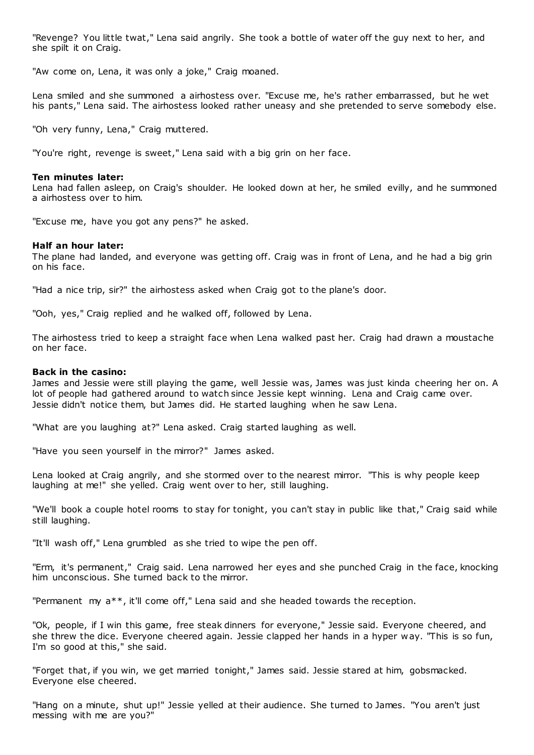"Revenge? You little twat," Lena said angrily. She took a bottle of water off the guy next to her, and she spilt it on Craig.

"Aw come on, Lena, it was only a joke," Craig moaned.

Lena smiled and she summoned a airhostess over. "Excuse me, he's rather embarrassed, but he wet his pants," Lena said. The airhostess looked rather uneasy and she pretended to serve somebody else.

"Oh very funny, Lena," Craig muttered.

"You're right, revenge is sweet," Lena said with a big grin on her face.

**Ten minutes later:**
Lena had fallen asleep, on Craig's shoulder. He looked down at her, he smiled evilly, and he summoned a airhostess over to him.

"Excuse me, have you got any pens?" he asked.

**Half an hour later:**
The plane had landed, and everyone was getting off. Craig was in front of Lena, and he had a big grin on his face.

"Had a nice trip, sir?" the airhostess asked when Craig got to the plane's door.

"Ooh, yes," Craig replied and he walked off, followed by Lena.

The airhostess tried to keep a straight face when Lena walked past her. Craig had drawn a moustache on her face.

**Back in the casino:**
James and Jessie were still playing the game, well Jessie was, James was just kinda cheering her on. A lot of people had gathered around to watch since Jessie kept winning. Lena and Craig came over. Jessie didn't notice them, but James did. He started laughing when he saw Lena.

"What are you laughing at?" Lena asked. Craig started laughing as well.

"Have you seen yourself in the mirror?" James asked.

Lena looked at Craig angrily, and she stormed over to the nearest mirror. "This is why people keep laughing at me!" she yelled. Craig went over to her, still laughing.

"We'll book a couple hotel rooms to stay for tonight, you can't stay in public like that," Craig said while still laughing.

"It'll wash off," Lena grumbled as she tried to wipe the pen off.

"Erm, it's permanent," Craig said. Lena narrowed her eyes and she punched Craig in the face, knocking him unconscious. She turned back to the mirror.

"Permanent my a**, it'll come off," Lena said and she headed towards the reception.

"Ok, people, if I win this game, free steak dinners for everyone," Jessie said. Everyone cheered, and she threw the dice. Everyone cheered again. Jessie clapped her hands in a hyper way. "This is so fun, I'm so good at this," she said.

"Forget that, if you win, we get married tonight," James said. Jessie stared at him, gobsmacked. Everyone else cheered.

"Hang on a minute, shut up!" Jessie yelled at their audience. She turned to James. "You aren't just messing with me are you?"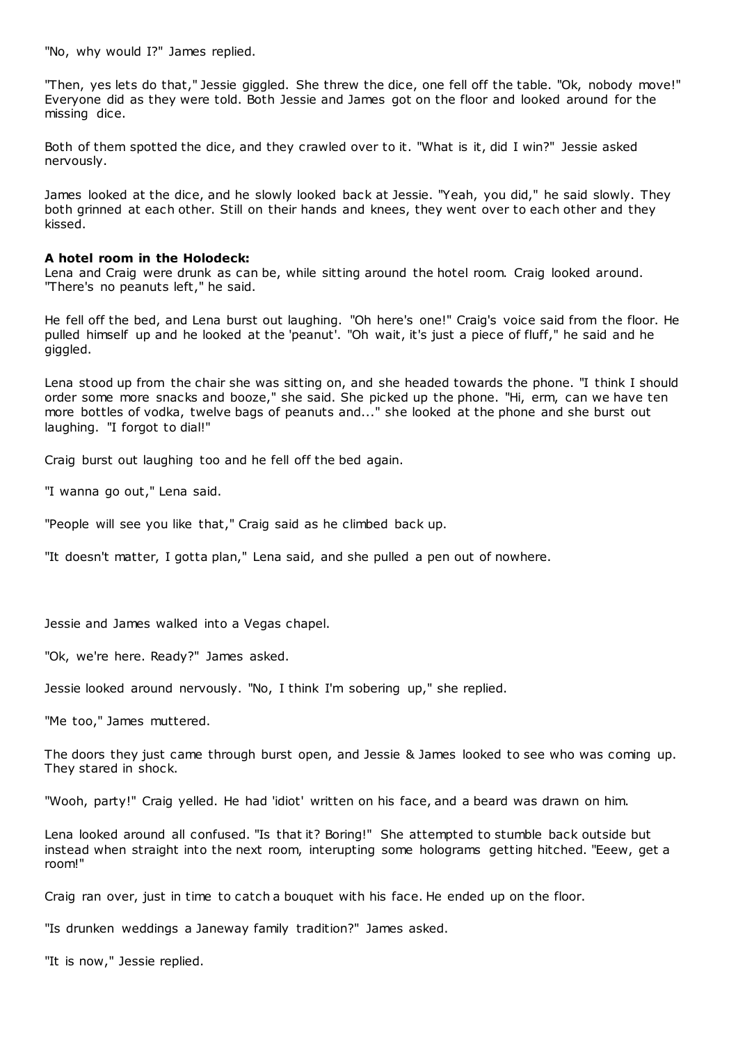"No, why would I?" James replied.

"Then, yes lets do that," Jessie giggled. She threw the dice, one fell off the table. "Ok, nobody move!" Everyone did as they were told. Both Jessie and James got on the floor and looked around for the missing dice.

Both of them spotted the dice, and they crawled over to it. "What is it, did I win?" Jessie asked nervously.

James looked at the dice, and he slowly looked back at Jessie. "Yeah, you did," he said slowly. They both grinned at each other. Still on their hands and knees, they went over to each other and they kissed.

**A hotel room in the Holodeck:**
Lena and Craig were drunk as can be, while sitting around the hotel room. Craig looked around. "There's no peanuts left," he said.

He fell off the bed, and Lena burst out laughing. "Oh here's one!" Craig's voice said from the floor. He pulled himself up and he looked at the 'peanut'. "Oh wait, it's just a piece of fluff," he said and he giggled.

Lena stood up from the chair she was sitting on, and she headed towards the phone. "I think I should order some more snacks and booze," she said. She picked up the phone. "Hi, erm, can we have ten more bottles of vodka, twelve bags of peanuts and..." she looked at the phone and she burst out laughing. "I forgot to dial!"

Craig burst out laughing too and he fell off the bed again.

"I wanna go out," Lena said.

"People will see you like that," Craig said as he climbed back up.

"It doesn't matter, I gotta plan," Lena said, and she pulled a pen out of nowhere.

Jessie and James walked into a Vegas chapel.

"Ok, we're here. Ready?" James asked.

Jessie looked around nervously. "No, I think I'm sobering up," she replied.

"Me too," James muttered.

The doors they just came through burst open, and Jessie & James looked to see who was coming up. They stared in shock.

"Wooh, party!" Craig yelled. He had 'idiot' written on his face, and a beard was drawn on him.

Lena looked around all confused. "Is that it? Boring!" She attempted to stumble back outside but instead when straight into the next room, interupting some holograms getting hitched. "Eeew, get a room!"

Craig ran over, just in time to catch a bouquet with his face. He ended up on the floor.

"Is drunken weddings a Janeway family tradition?" James asked.

"It is now," Jessie replied.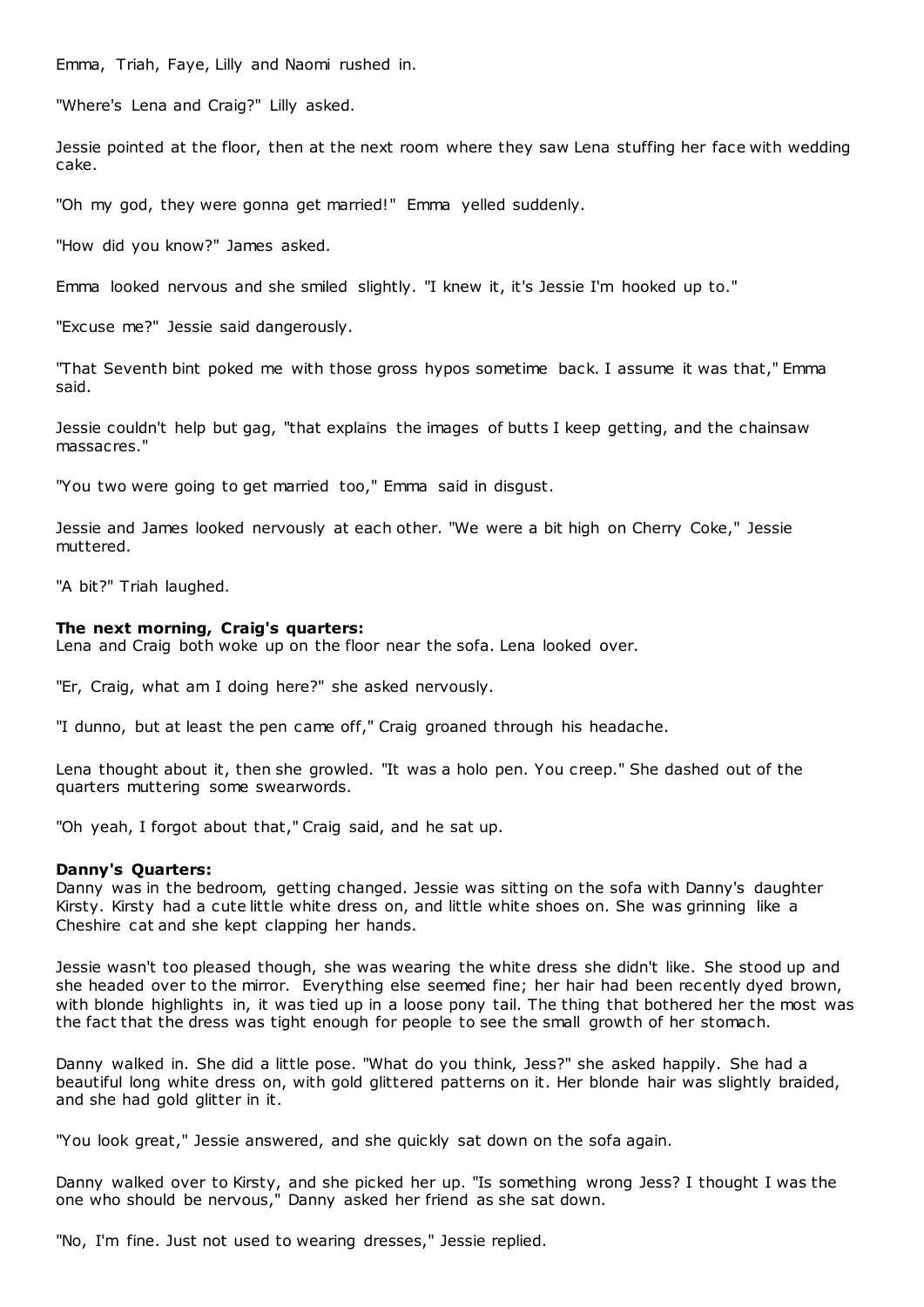Emma, Triah, Faye, Lilly and Naomi rushed in.

"Where's Lena and Craig?" Lilly asked.

Jessie pointed at the floor, then at the next room where they saw Lena stuffing her face with wedding cake.

"Oh my god, they were gonna get married!" Emma yelled suddenly.

"How did you know?" James asked.

Emma looked nervous and she smiled slightly. "I knew it, it's Jessie I'm hooked up to."

"Excuse me?" Jessie said dangerously.

"That Seventh bint poked me with those gross hypos sometime back. I assume it was that," Emma said.

Jessie couldn't help but gag, "that explains the images of butts I keep getting, and the chainsaw massacres."

"You two were going to get married too," Emma said in disgust.

Jessie and James looked nervously at each other. "We were a bit high on Cherry Coke," Jessie muttered.

"A bit?" Triah laughed.

**The next morning, Craig's quarters:**
Lena and Craig both woke up on the floor near the sofa. Lena looked over.

"Er, Craig, what am I doing here?" she asked nervously.

"I dunno, but at least the pen came off," Craig groaned through his headache.

Lena thought about it, then she growled. "It was a holo pen. You creep." She dashed out of the quarters muttering some swearwords.

"Oh yeah, I forgot about that," Craig said, and he sat up.

**Danny's Quarters:**
Danny was in the bedroom, getting changed. Jessie was sitting on the sofa with Danny's daughter Kirsty. Kirsty had a cute little white dress on, and little white shoes on. She was grinning like a Cheshire cat and she kept clapping her hands.

Jessie wasn't too pleased though, she was wearing the white dress she didn't like. She stood up and she headed over to the mirror. Everything else seemed fine; her hair had been recently dyed brown, with blonde highlights in, it was tied up in a loose pony tail. The thing that bothered her the most was the fact that the dress was tight enough for people to see the small growth of her stomach.

Danny walked in. She did a little pose. "What do you think, Jess?" she asked happily. She had a beautiful long white dress on, with gold glittered patterns on it. Her blonde hair was slightly braided, and she had gold glitter in it.

"You look great," Jessie answered, and she quickly sat down on the sofa again.

Danny walked over to Kirsty, and she picked her up. "Is something wrong Jess? I thought I was the one who should be nervous," Danny asked her friend as she sat down.

"No, I'm fine. Just not used to wearing dresses," Jessie replied.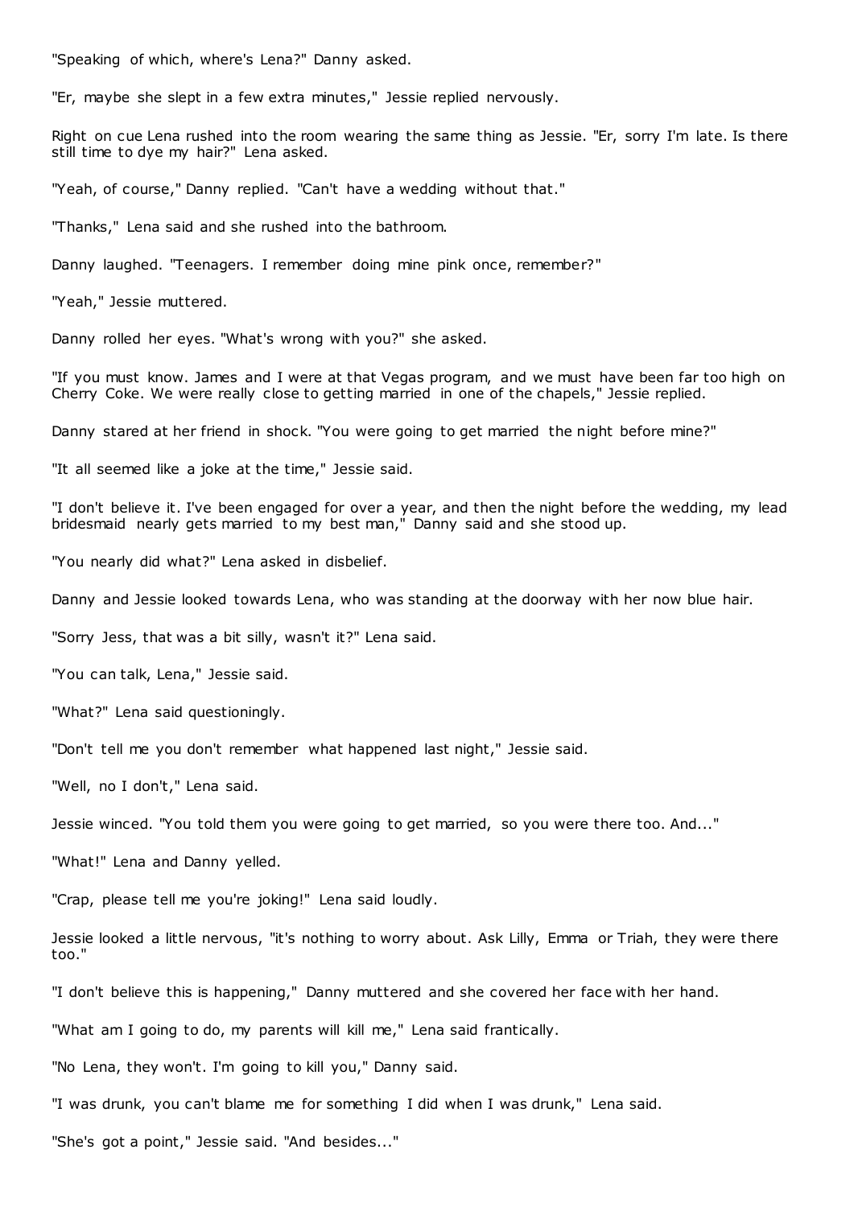"Speaking of which, where's Lena?" Danny asked.

"Er, maybe she slept in a few extra minutes," Jessie replied nervously.

Right on cue Lena rushed into the room wearing the same thing as Jessie. "Er, sorry I'm late. Is there still time to dye my hair?" Lena asked.

"Yeah, of course," Danny replied. "Can't have a wedding without that."

"Thanks," Lena said and she rushed into the bathroom.

Danny laughed. "Teenagers. I remember doing mine pink once, remember?"

"Yeah," Jessie muttered.

Danny rolled her eyes. "What's wrong with you?" she asked.

"If you must know. James and I were at that Vegas program, and we must have been far too high on Cherry Coke. We were really close to getting married in one of the chapels," Jessie replied.

Danny stared at her friend in shock. "You were going to get married the night before mine?"

"It all seemed like a joke at the time," Jessie said.

"I don't believe it. I've been engaged for over a year, and then the night before the wedding, my lead bridesmaid nearly gets married to my best man," Danny said and she stood up.

"You nearly did what?" Lena asked in disbelief.

Danny and Jessie looked towards Lena, who was standing at the doorway with her now blue hair.

"Sorry Jess, that was a bit silly, wasn't it?" Lena said.

"You can talk, Lena," Jessie said.

"What?" Lena said questioningly.

"Don't tell me you don't remember what happened last night," Jessie said.

"Well, no I don't," Lena said.

Jessie winced. "You told them you were going to get married, so you were there too. And..."

"What!" Lena and Danny yelled.

"Crap, please tell me you're joking!" Lena said loudly.

Jessie looked a little nervous, "it's nothing to worry about. Ask Lilly, Emma or Triah, they were there too."

"I don't believe this is happening," Danny muttered and she covered her face with her hand.

"What am I going to do, my parents will kill me," Lena said frantically.

"No Lena, they won't. I'm going to kill you," Danny said.

"I was drunk, you can't blame me for something I did when I was drunk," Lena said.

"She's got a point," Jessie said. "And besides..."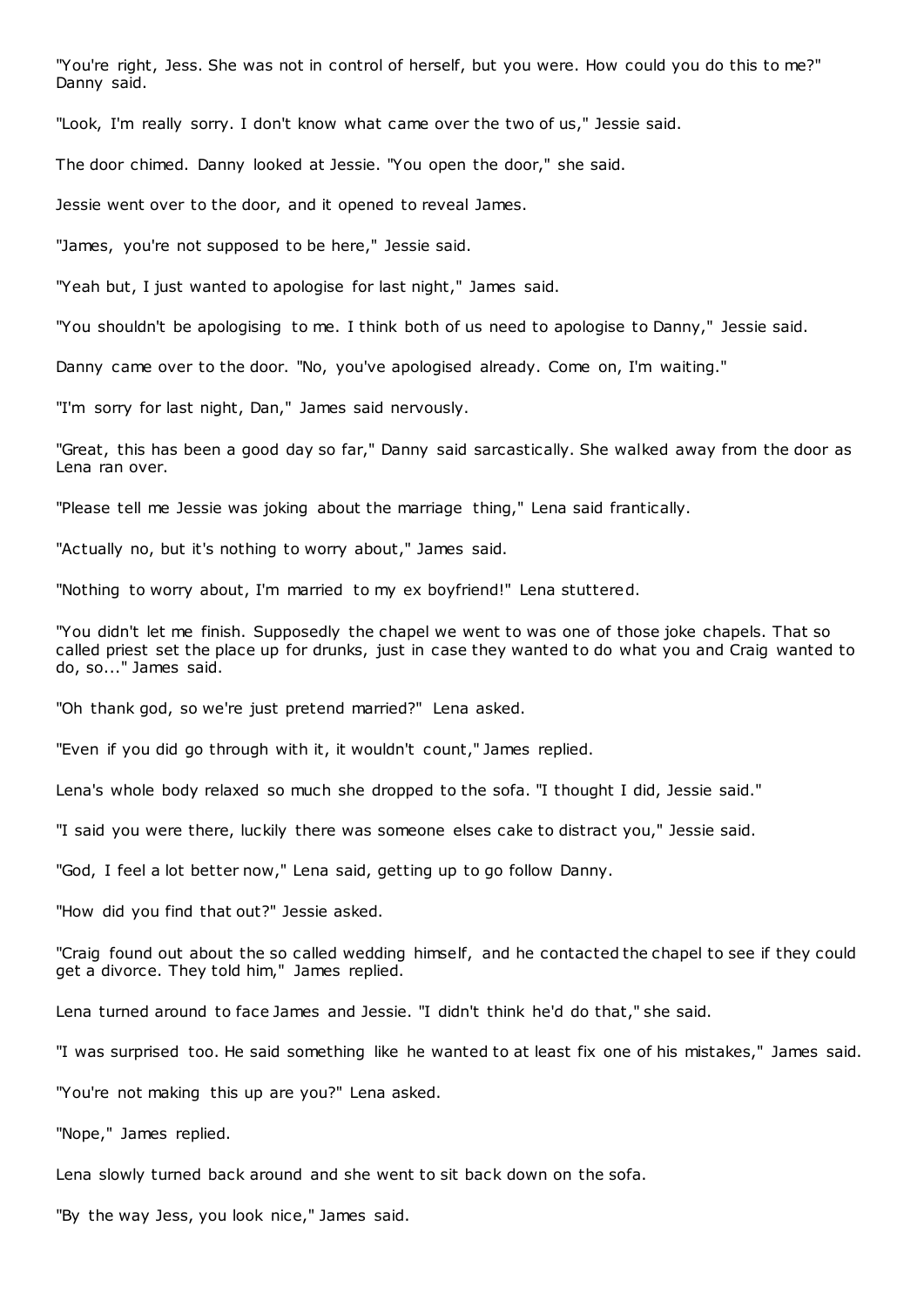"You're right, Jess. She was not in control of herself, but you were. How could you do this to me?" Danny said.

"Look, I'm really sorry. I don't know what came over the two of us," Jessie said.

The door chimed. Danny looked at Jessie. "You open the door," she said.

Jessie went over to the door, and it opened to reveal James.

"James, you're not supposed to be here," Jessie said.

"Yeah but, I just wanted to apologise for last night," James said.

"You shouldn't be apologising to me. I think both of us need to apologise to Danny," Jessie said.

Danny came over to the door. "No, you've apologised already. Come on, I'm waiting."

"I'm sorry for last night, Dan," James said nervously.

"Great, this has been a good day so far," Danny said sarcastically. She walked away from the door as Lena ran over.

"Please tell me Jessie was joking about the marriage thing," Lena said frantically.

"Actually no, but it's nothing to worry about," James said.

"Nothing to worry about, I'm married to my ex boyfriend!" Lena stuttered.

"You didn't let me finish. Supposedly the chapel we went to was one of those joke chapels. That so called priest set the place up for drunks, just in case they wanted to do what you and Craig wanted to do, so..." James said.

"Oh thank god, so we're just pretend married?" Lena asked.

"Even if you did go through with it, it wouldn't count," James replied.

Lena's whole body relaxed so much she dropped to the sofa. "I thought I did, Jessie said."

"I said you were there, luckily there was someone elses cake to distract you," Jessie said.

"God, I feel a lot better now," Lena said, getting up to go follow Danny.

"How did you find that out?" Jessie asked.

"Craig found out about the so called wedding himself, and he contacted the chapel to see if they could get a divorce. They told him," James replied.

Lena turned around to face James and Jessie. "I didn't think he'd do that," she said.

"I was surprised too. He said something like he wanted to at least fix one of his mistakes," James said.

"You're not making this up are you?" Lena asked.

"Nope," James replied.

Lena slowly turned back around and she went to sit back down on the sofa.

"By the way Jess, you look nice," James said.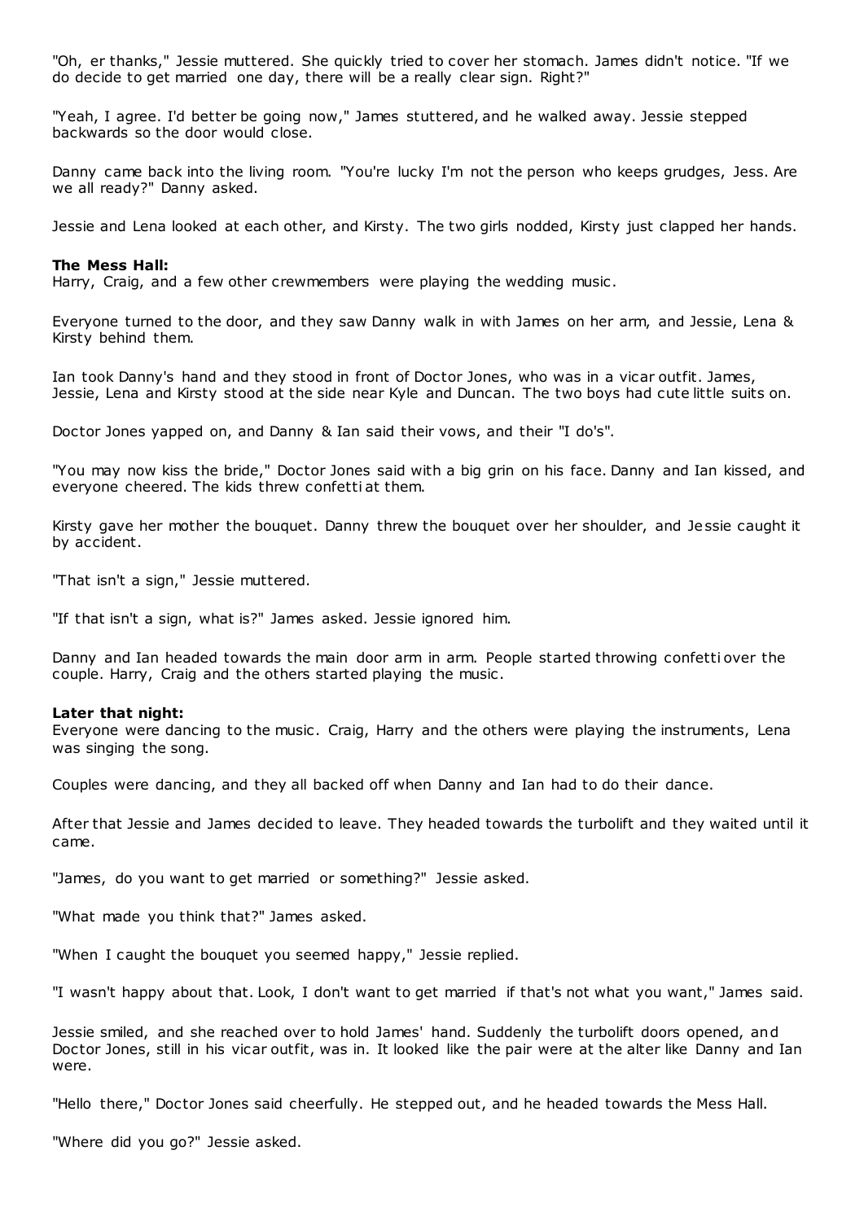"Oh, er thanks," Jessie muttered. She quickly tried to cover her stomach. James didn't notice. "If we do decide to get married one day, there will be a really clear sign. Right?"

"Yeah, I agree. I'd better be going now," James stuttered, and he walked away. Jessie stepped backwards so the door would close.

Danny came back into the living room. "You're lucky I'm not the person who keeps grudges, Jess. Are we all ready?" Danny asked.

Jessie and Lena looked at each other, and Kirsty. The two girls nodded, Kirsty just clapped her hands.

**The Mess Hall:**
Harry, Craig, and a few other crewmembers were playing the wedding music.

Everyone turned to the door, and they saw Danny walk in with James on her arm, and Jessie, Lena & Kirsty behind them.

Ian took Danny's hand and they stood in front of Doctor Jones, who was in a vicar outfit. James, Jessie, Lena and Kirsty stood at the side near Kyle and Duncan. The two boys had cute little suits on.

Doctor Jones yapped on, and Danny & Ian said their vows, and their "I do's".

"You may now kiss the bride," Doctor Jones said with a big grin on his face. Danny and Ian kissed, and everyone cheered. The kids threw confetti at them.

Kirsty gave her mother the bouquet. Danny threw the bouquet over her shoulder, and Jessie caught it by accident.

"That isn't a sign," Jessie muttered.

"If that isn't a sign, what is?" James asked. Jessie ignored him.

Danny and Ian headed towards the main door arm in arm. People started throwing confetti over the couple. Harry, Craig and the others started playing the music.

**Later that night:**
Everyone were dancing to the music. Craig, Harry and the others were playing the instruments, Lena was singing the song.

Couples were dancing, and they all backed off when Danny and Ian had to do their dance.

After that Jessie and James decided to leave. They headed towards the turbolift and they waited until it came.

"James, do you want to get married or something?" Jessie asked.

"What made you think that?" James asked.

"When I caught the bouquet you seemed happy," Jessie replied.

"I wasn't happy about that. Look, I don't want to get married if that's not what you want," James said.

Jessie smiled, and she reached over to hold James' hand. Suddenly the turbolift doors opened, and Doctor Jones, still in his vicar outfit, was in. It looked like the pair were at the alter like Danny and Ian were.

"Hello there," Doctor Jones said cheerfully. He stepped out, and he headed towards the Mess Hall.

"Where did you go?" Jessie asked.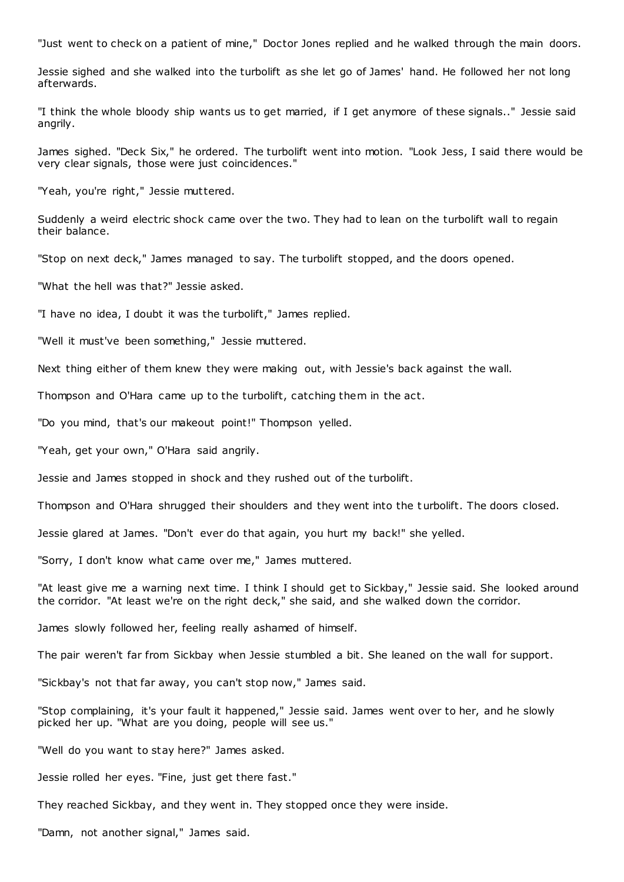"Just went to check on a patient of mine," Doctor Jones replied and he walked through the main doors.

Jessie sighed and she walked into the turbolift as she let go of James' hand. He followed her not long afterwards.

"I think the whole bloody ship wants us to get married, if I get anymore of these signals.." Jessie said angrily.

James sighed. "Deck Six," he ordered. The turbolift went into motion. "Look Jess, I said there would be very clear signals, those were just coincidences."

"Yeah, you're right," Jessie muttered.

Suddenly a weird electric shock came over the two. They had to lean on the turbolift wall to regain their balance.

"Stop on next deck," James managed to say. The turbolift stopped, and the doors opened.

"What the hell was that?" Jessie asked.

"I have no idea, I doubt it was the turbolift," James replied.

"Well it must've been something," Jessie muttered.

Next thing either of them knew they were making out, with Jessie's back against the wall.

Thompson and O'Hara came up to the turbolift, catching them in the act.

"Do you mind, that's our makeout point!" Thompson yelled.

"Yeah, get your own," O'Hara said angrily.

Jessie and James stopped in shock and they rushed out of the turbolift.

Thompson and O'Hara shrugged their shoulders and they went into the turbolift. The doors closed.

Jessie glared at James. "Don't ever do that again, you hurt my back!" she yelled.

"Sorry, I don't know what came over me," James muttered.

"At least give me a warning next time. I think I should get to Sickbay," Jessie said. She looked around the corridor. "At least we're on the right deck," she said, and she walked down the corridor.

James slowly followed her, feeling really ashamed of himself.

The pair weren't far from Sickbay when Jessie stumbled a bit. She leaned on the wall for support.

"Sickbay's not that far away, you can't stop now," James said.

"Stop complaining, it's your fault it happened," Jessie said. James went over to her, and he slowly picked her up. "What are you doing, people will see us."

"Well do you want to stay here?" James asked.

Jessie rolled her eyes. "Fine, just get there fast."

They reached Sickbay, and they went in. They stopped once they were inside.

"Damn, not another signal," James said.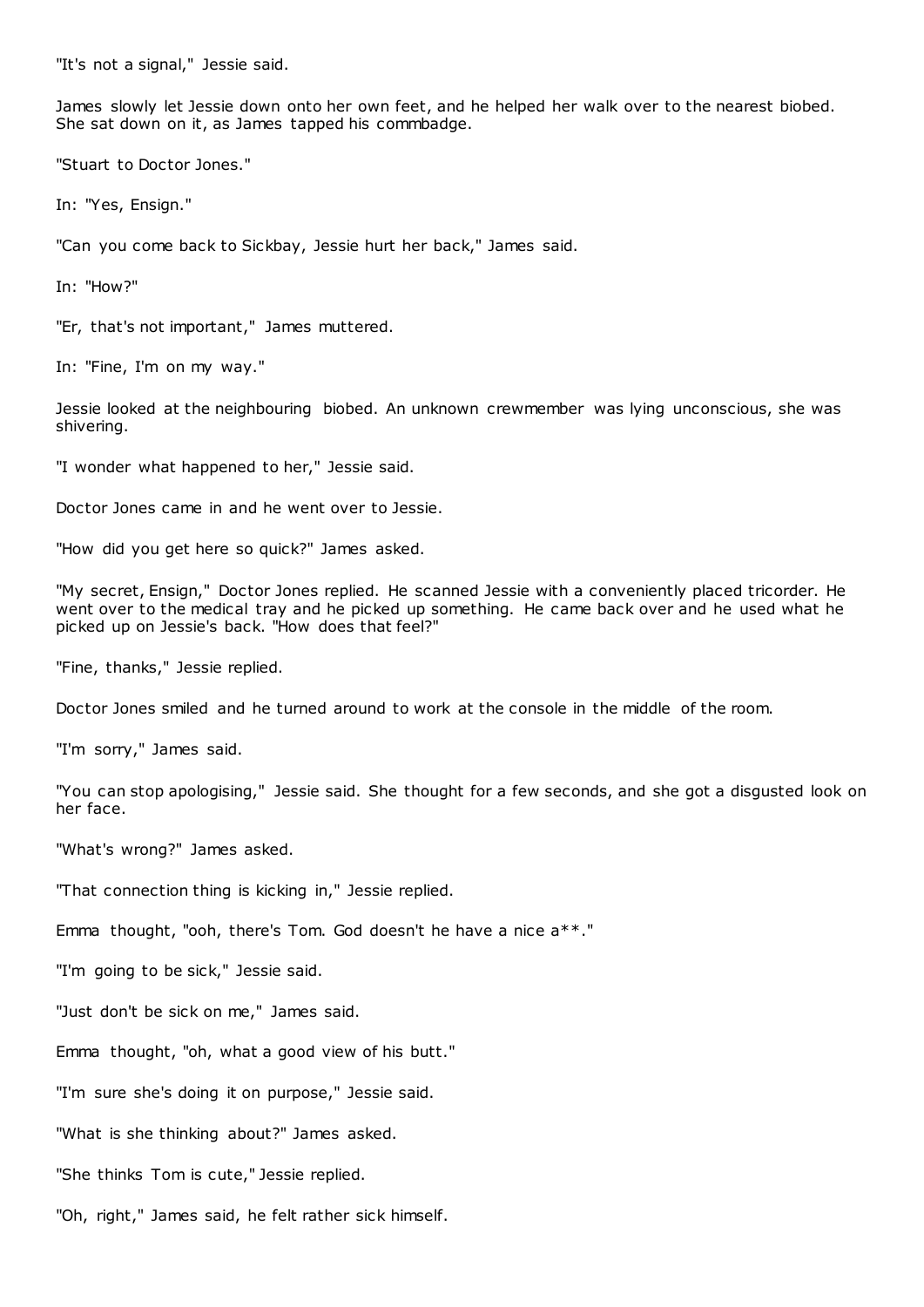"It's not a signal," Jessie said.

James slowly let Jessie down onto her own feet, and he helped her walk over to the nearest biobed. She sat down on it, as James tapped his commbadge.

"Stuart to Doctor Jones."

In: "Yes, Ensign."

"Can you come back to Sickbay, Jessie hurt her back," James said.

In: "How?"

"Er, that's not important," James muttered.

In: "Fine, I'm on my way."

Jessie looked at the neighbouring biobed. An unknown crewmember was lying unconscious, she was shivering.

"I wonder what happened to her," Jessie said.

Doctor Jones came in and he went over to Jessie.

"How did you get here so quick?" James asked.

"My secret, Ensign," Doctor Jones replied. He scanned Jessie with a conveniently placed tricorder. He went over to the medical tray and he picked up something. He came back over and he used what he picked up on Jessie's back. "How does that feel?"

"Fine, thanks," Jessie replied.

Doctor Jones smiled and he turned around to work at the console in the middle of the room.

"I'm sorry," James said.

"You can stop apologising," Jessie said. She thought for a few seconds, and she got a disgusted look on her face.

"What's wrong?" James asked.

"That connection thing is kicking in," Jessie replied.

Emma thought, "ooh, there's Tom. God doesn't he have a nice a**."

"I'm going to be sick," Jessie said.

"Just don't be sick on me," James said.

Emma thought, "oh, what a good view of his butt."

"I'm sure she's doing it on purpose," Jessie said.

"What is she thinking about?" James asked.

"She thinks Tom is cute," Jessie replied.

"Oh, right," James said, he felt rather sick himself.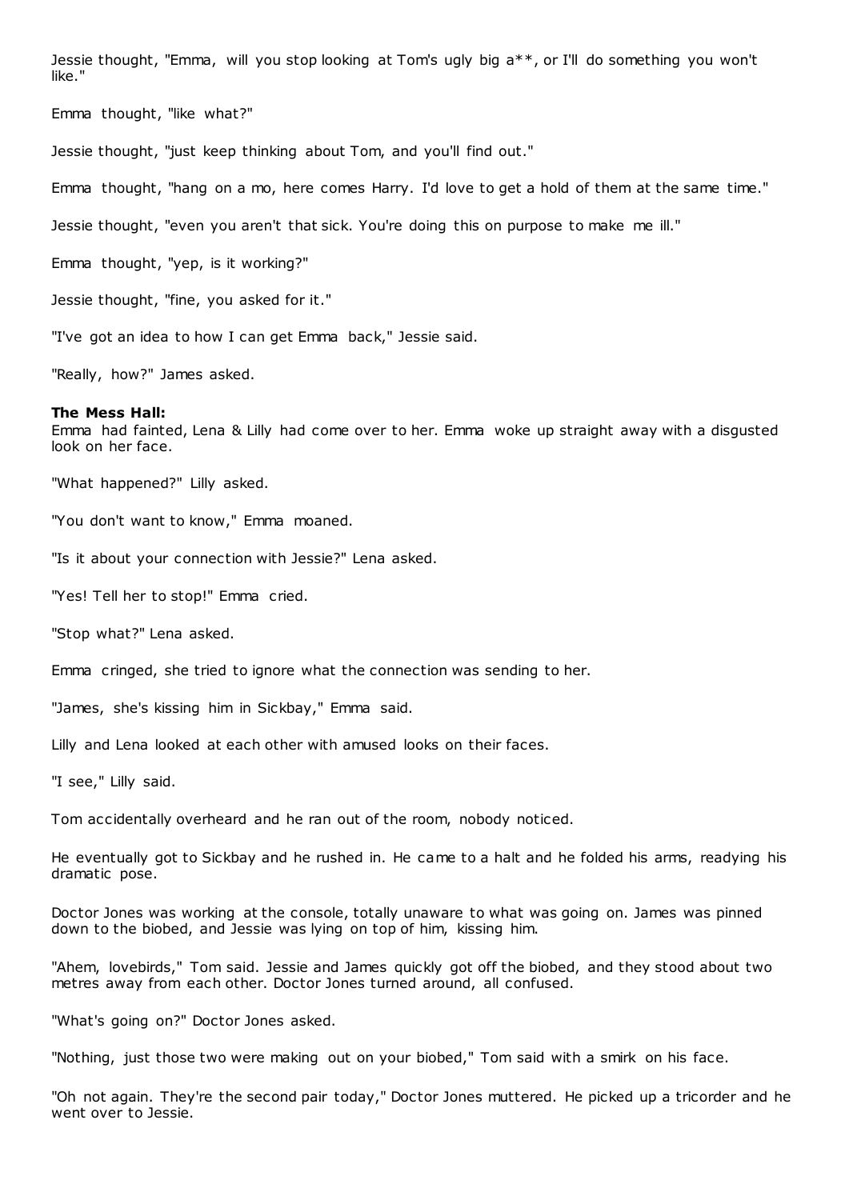Jessie thought, "Emma, will you stop looking at Tom's ugly big a**, or I'll do something you won't like."

Emma thought, "like what?"

Jessie thought, "just keep thinking about Tom, and you'll find out."

Emma thought, "hang on a mo, here comes Harry. I'd love to get a hold of them at the same time."

Jessie thought, "even you aren't that sick. You're doing this on purpose to make me ill."

Emma thought, "yep, is it working?"

Jessie thought, "fine, you asked for it."

"I've got an idea to how I can get Emma back," Jessie said.

"Really, how?" James asked.

**The Mess Hall:**
Emma had fainted, Lena & Lilly had come over to her. Emma woke up straight away with a disgusted look on her face.

"What happened?" Lilly asked.

"You don't want to know," Emma moaned.

"Is it about your connection with Jessie?" Lena asked.

"Yes! Tell her to stop!" Emma cried.

"Stop what?" Lena asked.

Emma cringed, she tried to ignore what the connection was sending to her.

"James, she's kissing him in Sickbay," Emma said.

Lilly and Lena looked at each other with amused looks on their faces.

"I see," Lilly said.

Tom accidentally overheard and he ran out of the room, nobody noticed.

He eventually got to Sickbay and he rushed in. He came to a halt and he folded his arms, readying his dramatic pose.

Doctor Jones was working at the console, totally unaware to what was going on. James was pinned down to the biobed, and Jessie was lying on top of him, kissing him.

"Ahem, lovebirds," Tom said. Jessie and James quickly got off the biobed, and they stood about two metres away from each other. Doctor Jones turned around, all confused.

"What's going on?" Doctor Jones asked.

"Nothing, just those two were making out on your biobed," Tom said with a smirk on his face.

"Oh not again. They're the second pair today," Doctor Jones muttered. He picked up a tricorder and he went over to Jessie.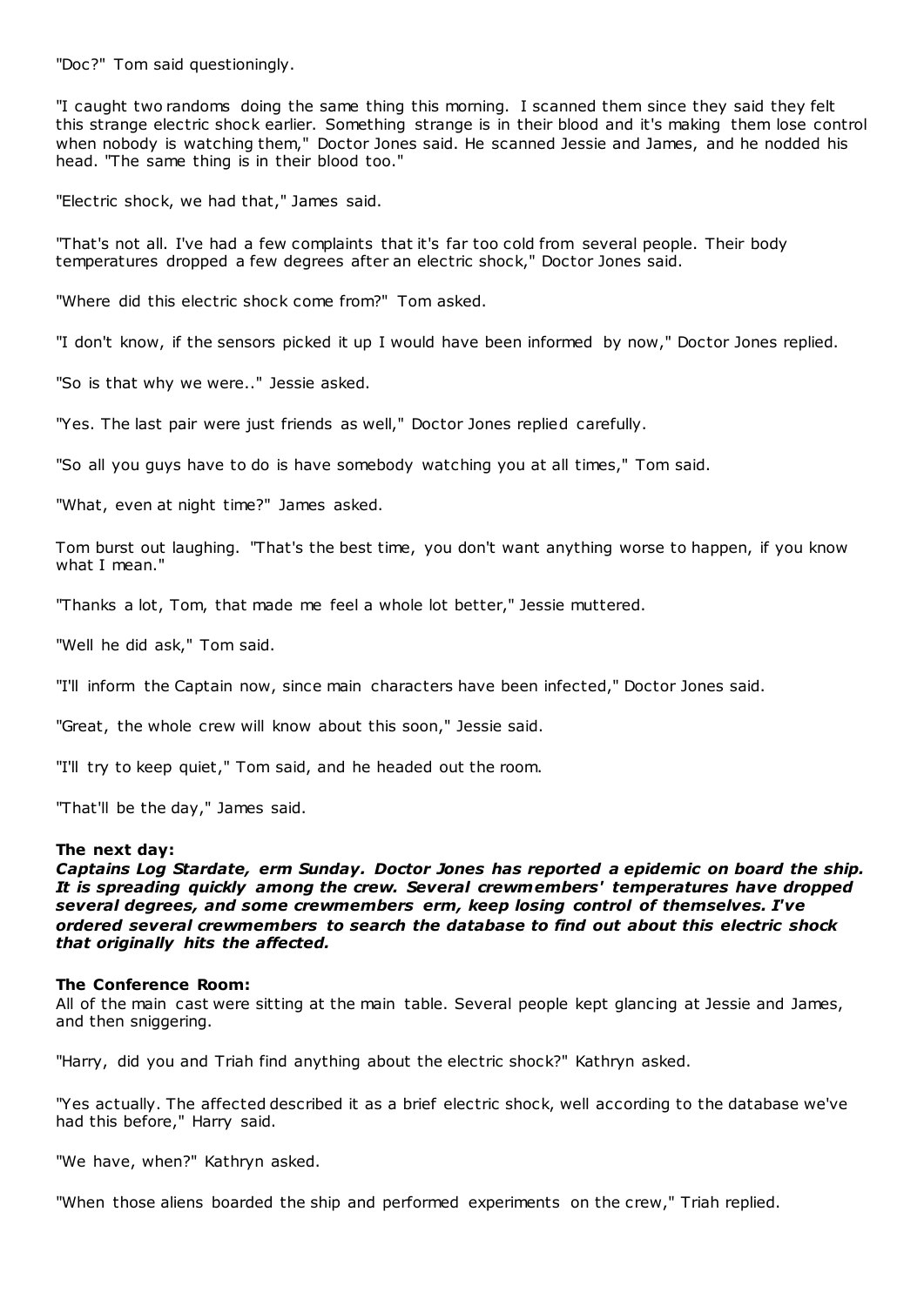"Doc?" Tom said questioningly.

"I caught two randoms doing the same thing this morning. I scanned them since they said they felt this strange electric shock earlier. Something strange is in their blood and it's making them lose control when nobody is watching them," Doctor Jones said. He scanned Jessie and James, and he nodded his head. "The same thing is in their blood too."

"Electric shock, we had that," James said.

"That's not all. I've had a few complaints that it's far too cold from several people. Their body temperatures dropped a few degrees after an electric shock," Doctor Jones said.

"Where did this electric shock come from?" Tom asked.

"I don't know, if the sensors picked it up I would have been informed by now," Doctor Jones replied.

"So is that why we were.." Jessie asked.

"Yes. The last pair were just friends as well," Doctor Jones replied carefully.

"So all you guys have to do is have somebody watching you at all times," Tom said.

"What, even at night time?" James asked.

Tom burst out laughing. "That's the best time, you don't want anything worse to happen, if you know what I mean."

"Thanks a lot, Tom, that made me feel a whole lot better," Jessie muttered.

"Well he did ask," Tom said.

"I'll inform the Captain now, since main characters have been infected," Doctor Jones said.

"Great, the whole crew will know about this soon," Jessie said.

"I'll try to keep quiet," Tom said, and he headed out the room.

"That'll be the day," James said.

**The next day:**
***Captains Log Stardate, erm Sunday. Doctor Jones has reported a epidemic on board the ship. It is spreading quickly among the crew. Several crewmembers' temperatures have dropped several degrees, and some crewmembers erm, keep losing control of themselves. I've ordered several crewmembers to search the database to find out about this electric shock that originally hits the affected.***

**The Conference Room:**
All of the main cast were sitting at the main table. Several people kept glancing at Jessie and James, and then sniggering.

"Harry, did you and Triah find anything about the electric shock?" Kathryn asked.

"Yes actually. The affected described it as a brief electric shock, well according to the database we've had this before," Harry said.

"We have, when?" Kathryn asked.

"When those aliens boarded the ship and performed experiments on the crew," Triah replied.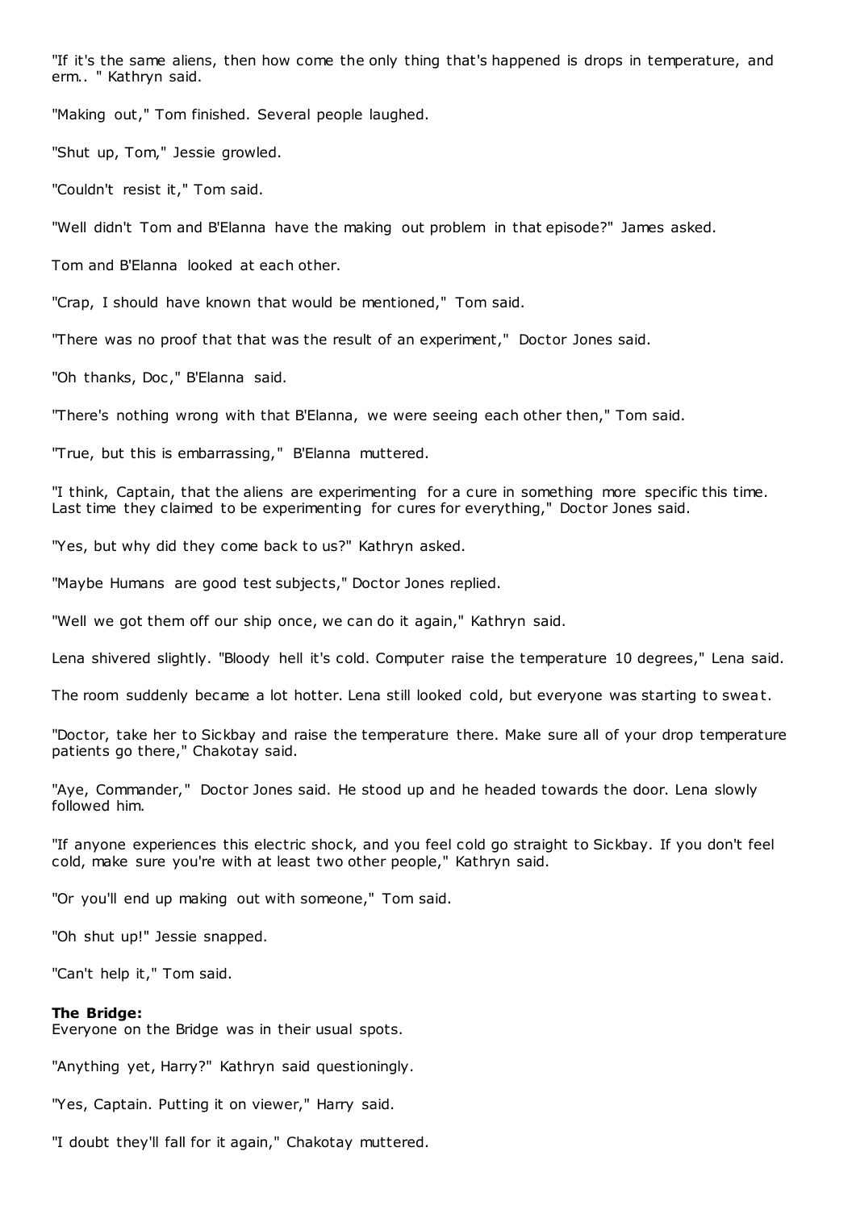"If it's the same aliens, then how come the only thing that's happened is drops in temperature, and erm.. " Kathryn said.

"Making out," Tom finished. Several people laughed.

"Shut up, Tom," Jessie growled.

"Couldn't resist it," Tom said.

"Well didn't Tom and B'Elanna have the making out problem in that episode?" James asked.

Tom and B'Elanna looked at each other.

"Crap, I should have known that would be mentioned," Tom said.

"There was no proof that that was the result of an experiment," Doctor Jones said.

"Oh thanks, Doc," B'Elanna said.

"There's nothing wrong with that B'Elanna, we were seeing each other then," Tom said.

"True, but this is embarrassing," B'Elanna muttered.

"I think, Captain, that the aliens are experimenting for a cure in something more specific this time. Last time they claimed to be experimenting for cures for everything," Doctor Jones said.

"Yes, but why did they come back to us?" Kathryn asked.

"Maybe Humans are good test subjects," Doctor Jones replied.

"Well we got them off our ship once, we can do it again," Kathryn said.

Lena shivered slightly. "Bloody hell it's cold. Computer raise the temperature 10 degrees," Lena said.

The room suddenly became a lot hotter. Lena still looked cold, but everyone was starting to sweat.

"Doctor, take her to Sickbay and raise the temperature there. Make sure all of your drop temperature patients go there," Chakotay said.

"Aye, Commander," Doctor Jones said. He stood up and he headed towards the door. Lena slowly followed him.

"If anyone experiences this electric shock, and you feel cold go straight to Sickbay. If you don't feel cold, make sure you're with at least two other people," Kathryn said.

"Or you'll end up making out with someone," Tom said.

"Oh shut up!" Jessie snapped.

"Can't help it," Tom said.

**The Bridge:**
Everyone on the Bridge was in their usual spots.

"Anything yet, Harry?" Kathryn said questioningly.

"Yes, Captain. Putting it on viewer," Harry said.

"I doubt they'll fall for it again," Chakotay muttered.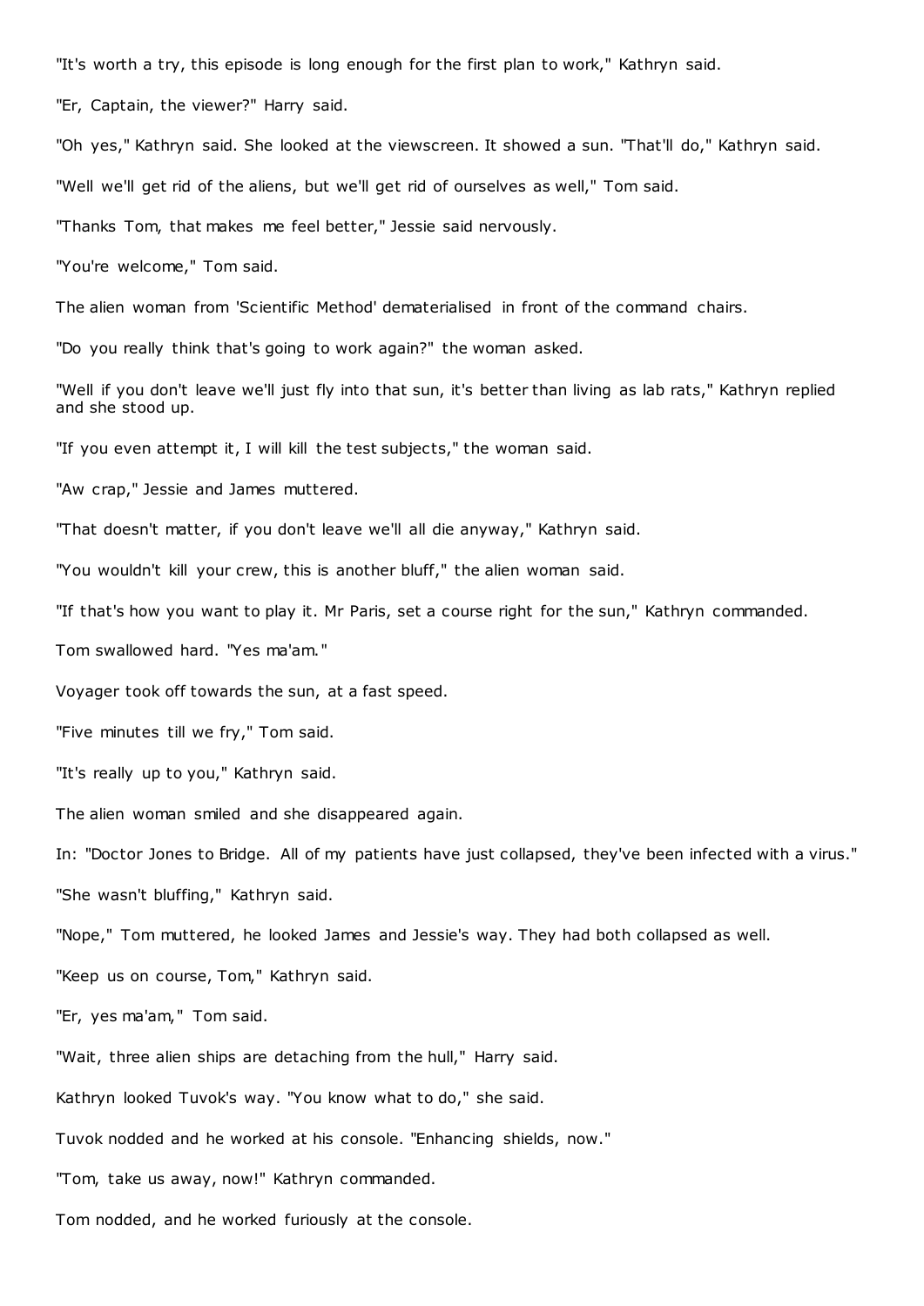"It's worth a try, this episode is long enough for the first plan to work," Kathryn said.

"Er, Captain, the viewer?" Harry said.

"Oh yes," Kathryn said. She looked at the viewscreen. It showed a sun. "That'll do," Kathryn said.

"Well we'll get rid of the aliens, but we'll get rid of ourselves as well," Tom said.

"Thanks Tom, that makes me feel better," Jessie said nervously.

"You're welcome," Tom said.

The alien woman from 'Scientific Method' dematerialised in front of the command chairs.

"Do you really think that's going to work again?" the woman asked.

"Well if you don't leave we'll just fly into that sun, it's better than living as lab rats," Kathryn replied and she stood up.

"If you even attempt it, I will kill the test subjects," the woman said.

"Aw crap," Jessie and James muttered.

"That doesn't matter, if you don't leave we'll all die anyway," Kathryn said.

"You wouldn't kill your crew, this is another bluff," the alien woman said.

"If that's how you want to play it. Mr Paris, set a course right for the sun," Kathryn commanded.

Tom swallowed hard. "Yes ma'am."

Voyager took off towards the sun, at a fast speed.

"Five minutes till we fry," Tom said.

"It's really up to you," Kathryn said.

The alien woman smiled and she disappeared again.

In: "Doctor Jones to Bridge. All of my patients have just collapsed, they've been infected with a virus."

"She wasn't bluffing," Kathryn said.

"Nope," Tom muttered, he looked James and Jessie's way. They had both collapsed as well.

"Keep us on course, Tom," Kathryn said.

"Er, yes ma'am," Tom said.

"Wait, three alien ships are detaching from the hull," Harry said.

Kathryn looked Tuvok's way. "You know what to do," she said.

Tuvok nodded and he worked at his console. "Enhancing shields, now."

"Tom, take us away, now!" Kathryn commanded.

Tom nodded, and he worked furiously at the console.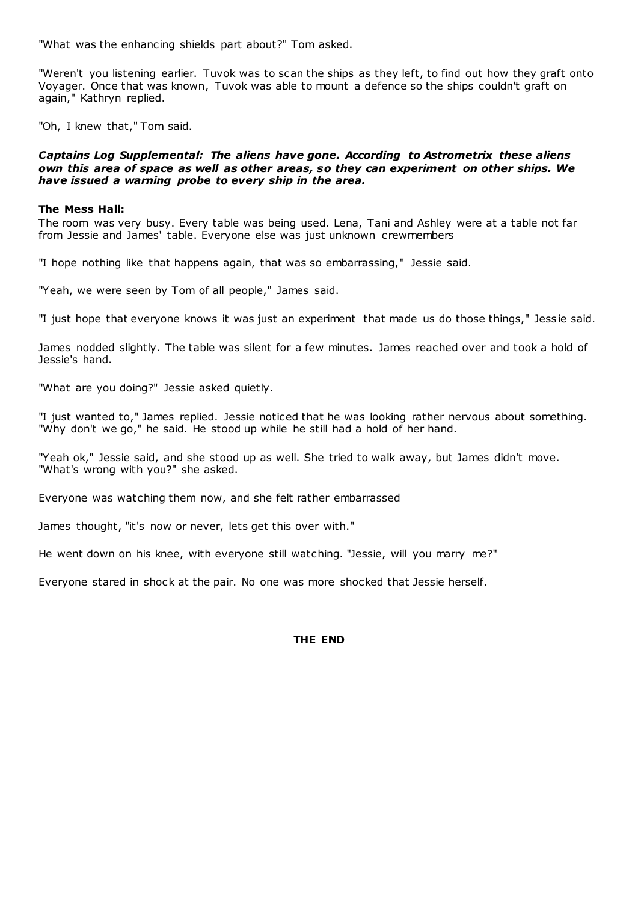"What was the enhancing shields part about?" Tom asked.

"Weren't you listening earlier. Tuvok was to scan the ships as they left, to find out how they graft onto Voyager. Once that was known, Tuvok was able to mount a defence so the ships couldn't graft on again," Kathryn replied.

"Oh, I knew that," Tom said.

***Captains Log Supplemental: The aliens have gone. According to Astrometrix these aliens own this area of space as well as other areas, so they can experiment on other ships. We have issued a warning probe to every ship in the area.***

**The Mess Hall:**
The room was very busy. Every table was being used. Lena, Tani and Ashley were at a table not far from Jessie and James' table. Everyone else was just unknown crewmembers

"I hope nothing like that happens again, that was so embarrassing," Jessie said.

"Yeah, we were seen by Tom of all people," James said.

"I just hope that everyone knows it was just an experiment that made us do those things," Jessie said.

James nodded slightly. The table was silent for a few minutes. James reached over and took a hold of Jessie's hand.

"What are you doing?" Jessie asked quietly.

"I just wanted to," James replied. Jessie noticed that he was looking rather nervous about something. "Why don't we go," he said. He stood up while he still had a hold of her hand.

"Yeah ok," Jessie said, and she stood up as well. She tried to walk away, but James didn't move. "What's wrong with you?" she asked.

Everyone was watching them now, and she felt rather embarrassed

James thought, "it's now or never, lets get this over with."

He went down on his knee, with everyone still watching. "Jessie, will you marry me?"

Everyone stared in shock at the pair. No one was more shocked that Jessie herself.

**THE END**